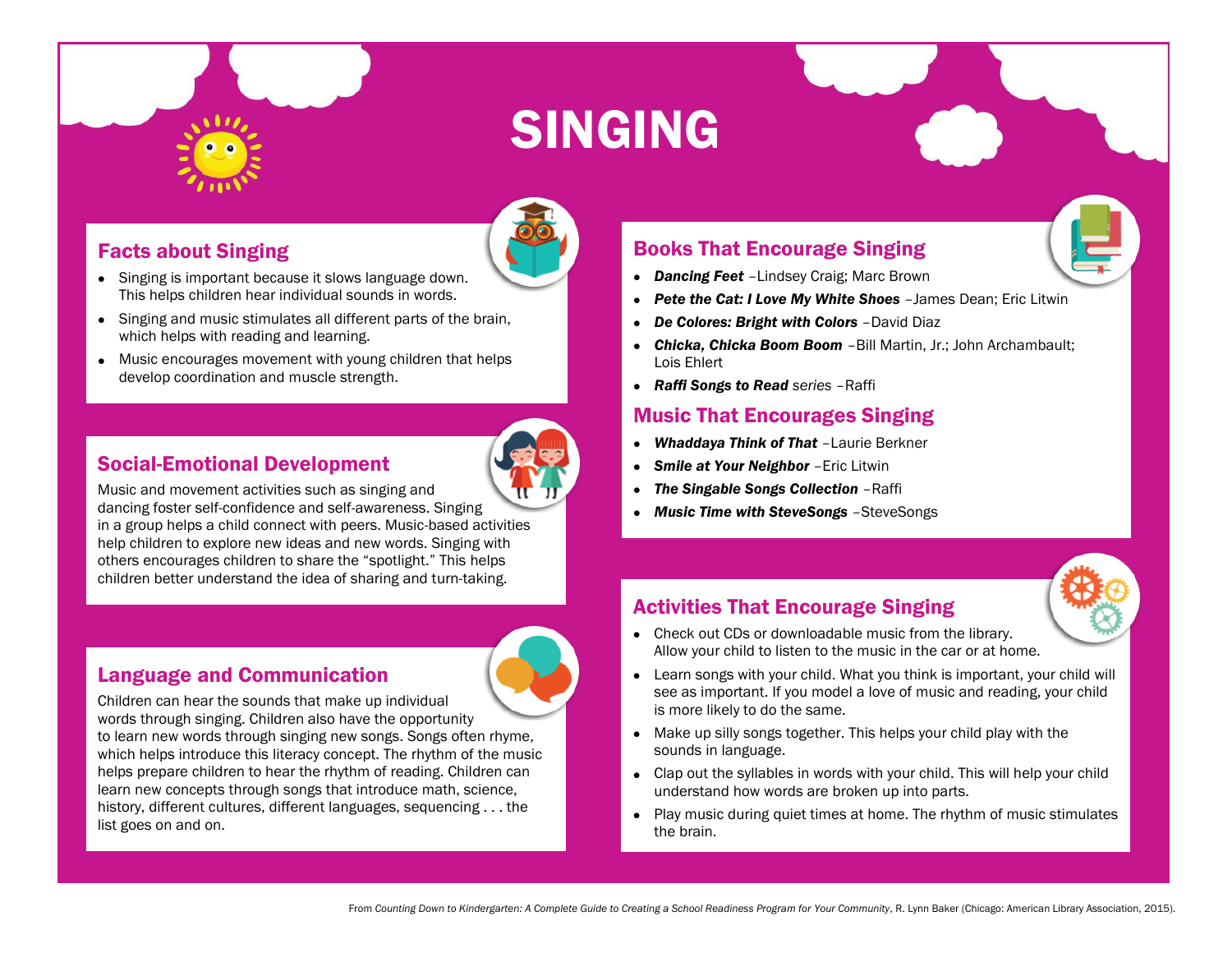# SINGING

## Facts about Singing

- Singing is important because it slows language down. This helps children hear individual sounds in words.
- Singing and music stimulates all different parts of the brain, which helps with reading and learning.
- Music encourages movement with young children that helps develop coordination and muscle strength.

## Social-Emotional Development

Music and movement activities such as singing and dancing foster self-confidence and self-awareness. Singing in a group helps a child connect with peers. Music-based activities help children to explore new ideas and new words. Singing with others encourages children to share the "spotlight." This helps children better understand the idea of sharing and turn-taking.

## Language and Communication

Children can hear the sounds that make up individual words through singing. Children also have the opportunity to learn new words through singing new songs. Songs often rhyme, which helps introduce this literacy concept. The rhythm of the music helps prepare children to hear the rhythm of reading. Children can learn new concepts through songs that introduce math, science, history, different cultures, different languages, sequencing . . . the list goes on and on.

## Books That Encourage Singing

- ***Dancing Feet*** –Lindsey Craig; Marc Brown
- ***Pete the Cat: I Love My White Shoes*** –James Dean; Eric Litwin
- ***De Colores: Bright with Colors*** –David Diaz
- ***Chicka, Chicka Boom Boom*** –Bill Martin, Jr.; John Archambault; Lois Ehlert
- ***Raffi Songs to Read*** *series* –Raffi

## Music That Encourages Singing

- ***Whaddaya Think of That*** –Laurie Berkner
- ***Smile at Your Neighbor*** –Eric Litwin
- ***The Singable Songs Collection*** –Raffi
- ***Music Time with SteveSongs*** –SteveSongs

## Activities That Encourage Singing

- Check out CDs or downloadable music from the library. Allow your child to listen to the music in the car or at home.
- Learn songs with your child. What you think is important, your child will see as important. If you model a love of music and reading, your child is more likely to do the same.
- Make up silly songs together. This helps your child play with the sounds in language.
- Clap out the syllables in words with your child. This will help your child understand how words are broken up into parts.
- Play music during quiet times at home. The rhythm of music stimulates the brain.

From *Counting Down to Kindergarten: A Complete Guide to Creating a School Readiness Program for Your Community*, R. Lynn Baker (Chicago: American Library Association, 2015).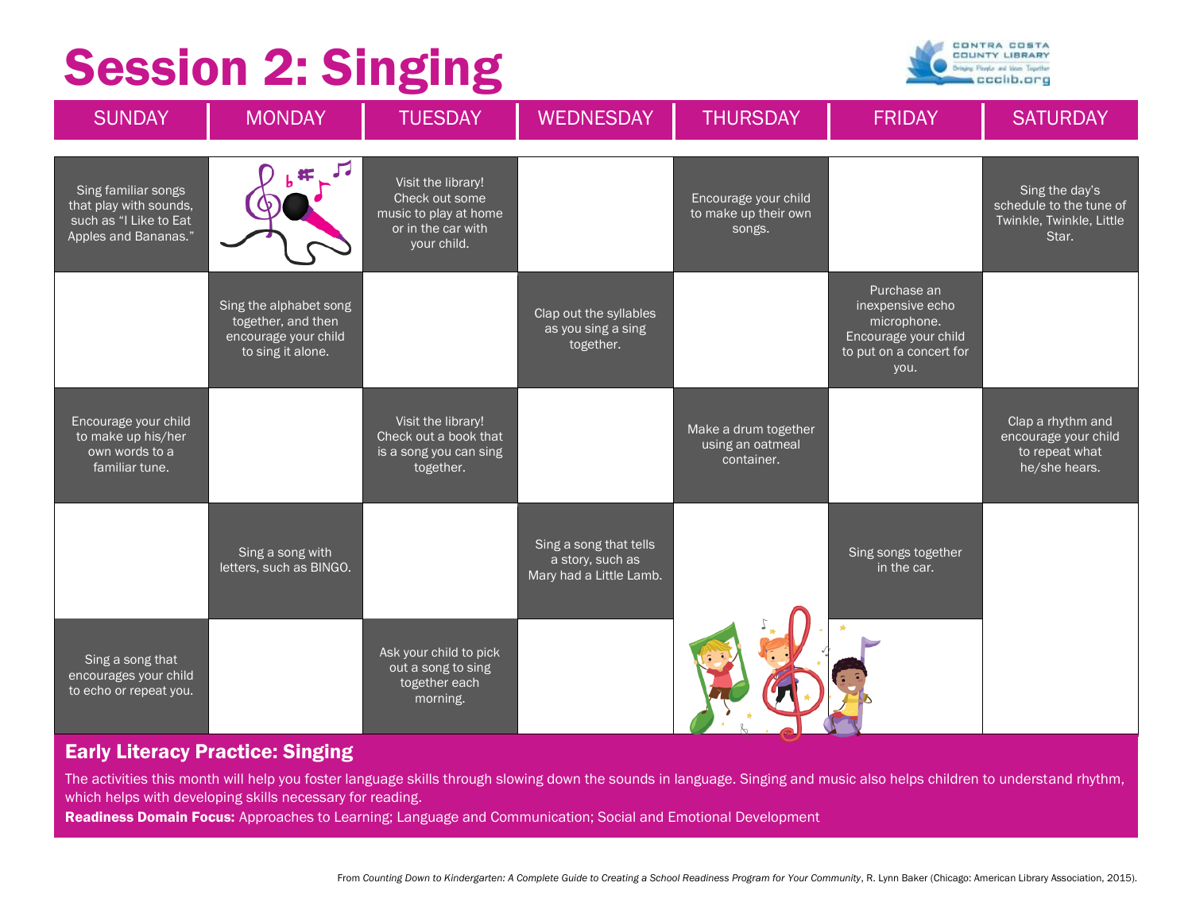# Session 2: Singing

| SUNDAY | MONDAY | TUESDAY | WEDNESDAY | THURSDAY | FRIDAY | SATURDAY |
|---|---|---|---|---|---|---|
| Sing familiar songs that play with sounds, such as "I Like to Eat Apples and Bananas." | | Visit the library! Check out some music to play at home or in the car with your child. | | Encourage your child to make up their own songs. | | Sing the day's schedule to the tune of Twinkle, Twinkle, Little Star. |
| | Sing the alphabet song together, and then encourage your child to sing it alone. | | Clap out the syllables as you sing a sing together. | | Purchase an inexpensive echo microphone. Encourage your child to put on a concert for you. | |
| Encourage your child to make up his/her own words to a familiar tune. | | Visit the library! Check out a book that is a song you can sing together. | | Make a drum together using an oatmeal container. | | Clap a rhythm and encourage your child to repeat what he/she hears. |
| | Sing a song with letters, such as BINGO. | | Sing a song that tells a story, such as Mary had a Little Lamb. | | Sing songs together in the car. | |
| Sing a song that encourages your child to echo or repeat you. | | Ask your child to pick out a song to sing together each morning. | | | | |

## Early Literacy Practice: Singing

The activities this month will help you foster language skills through slowing down the sounds in language. Singing and music also helps children to understand rhythm, which helps with developing skills necessary for reading.

**Readiness Domain Focus:** Approaches to Learning; Language and Communication; Social and Emotional Development

From *Counting Down to Kindergarten: A Complete Guide to Creating a School Readiness Program for Your Community*, R. Lynn Baker (Chicago: American Library Association, 2015).